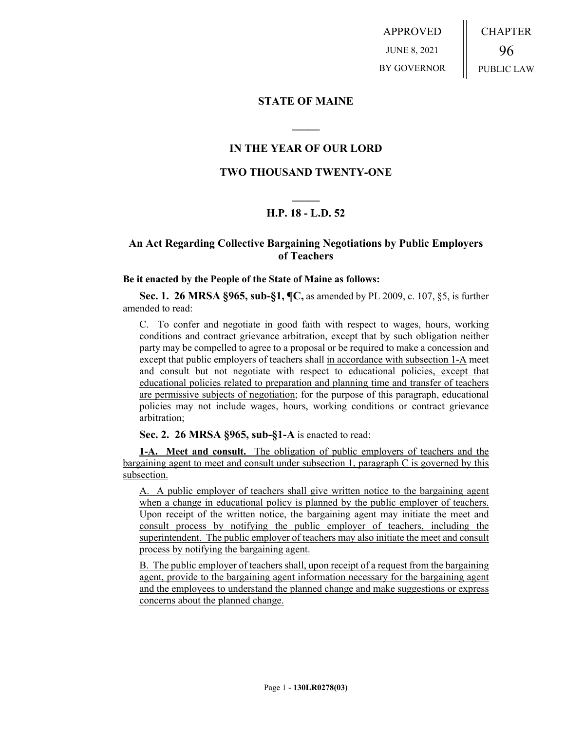APPROVED
JUNE 8, 2021
BY GOVERNOR

CHAPTER
96
PUBLIC LAW

## STATE OF MAINE

## IN THE YEAR OF OUR LORD

## TWO THOUSAND TWENTY-ONE

## H.P. 18 - L.D. 52

### An Act Regarding Collective Bargaining Negotiations by Public Employers of Teachers

**Be it enacted by the People of the State of Maine as follows:**

**Sec. 1. 26 MRSA §965, sub-§1, ¶C,** as amended by PL 2009, c. 107, §5, is further amended to read:

C. To confer and negotiate in good faith with respect to wages, hours, working conditions and contract grievance arbitration, except that by such obligation neither party may be compelled to agree to a proposal or be required to make a concession and except that public employers of teachers shall in accordance with subsection 1-A meet and consult but not negotiate with respect to educational policies, except that educational policies related to preparation and planning time and transfer of teachers are permissive subjects of negotiation; for the purpose of this paragraph, educational policies may not include wages, hours, working conditions or contract grievance arbitration;

**Sec. 2. 26 MRSA §965, sub-§1-A** is enacted to read:

**1-A. Meet and consult.** The obligation of public employers of teachers and the bargaining agent to meet and consult under subsection 1, paragraph C is governed by this subsection.

A. A public employer of teachers shall give written notice to the bargaining agent when a change in educational policy is planned by the public employer of teachers. Upon receipt of the written notice, the bargaining agent may initiate the meet and consult process by notifying the public employer of teachers, including the superintendent. The public employer of teachers may also initiate the meet and consult process by notifying the bargaining agent.

B. The public employer of teachers shall, upon receipt of a request from the bargaining agent, provide to the bargaining agent information necessary for the bargaining agent and the employees to understand the planned change and make suggestions or express concerns about the planned change.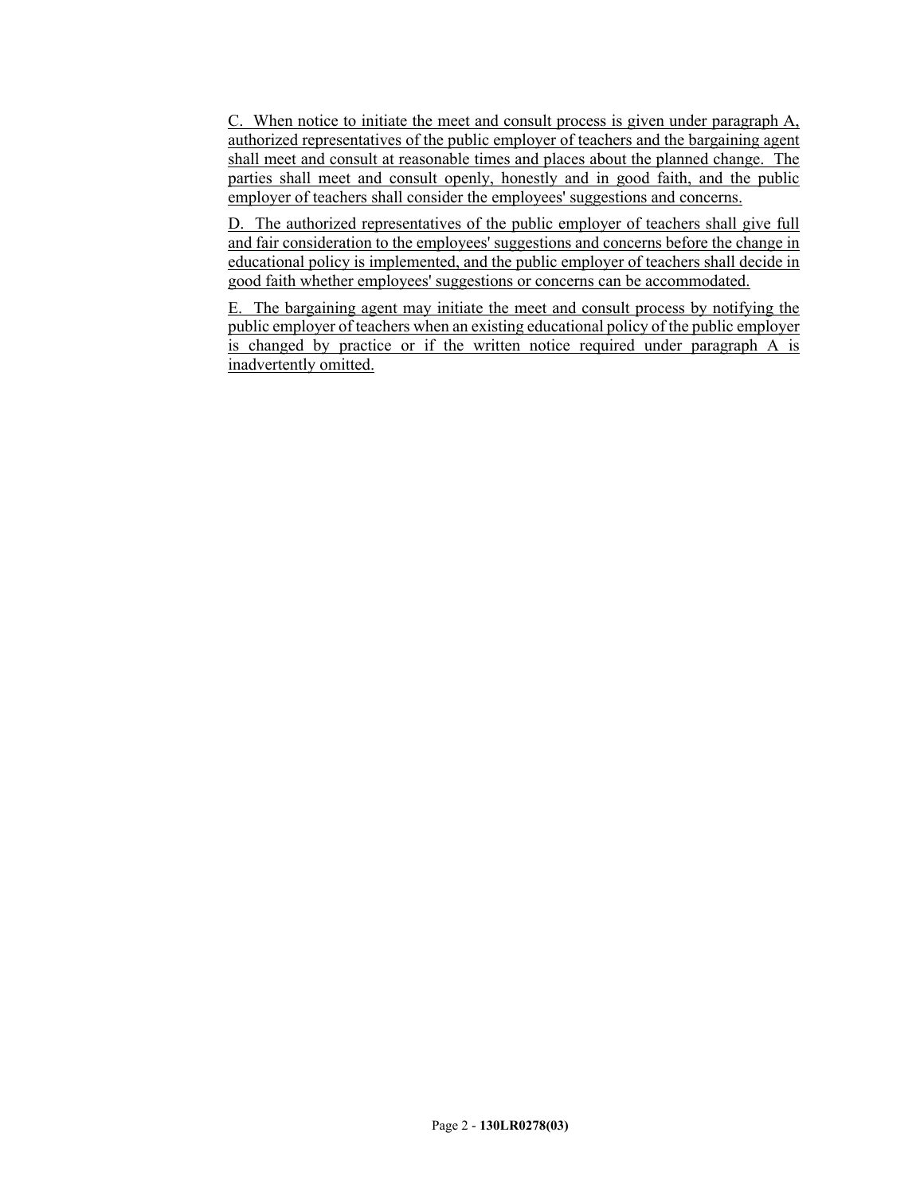C. When notice to initiate the meet and consult process is given under paragraph A, authorized representatives of the public employer of teachers and the bargaining agent shall meet and consult at reasonable times and places about the planned change. The parties shall meet and consult openly, honestly and in good faith, and the public employer of teachers shall consider the employees' suggestions and concerns.

D. The authorized representatives of the public employer of teachers shall give full and fair consideration to the employees' suggestions and concerns before the change in educational policy is implemented, and the public employer of teachers shall decide in good faith whether employees' suggestions or concerns can be accommodated.

E. The bargaining agent may initiate the meet and consult process by notifying the public employer of teachers when an existing educational policy of the public employer is changed by practice or if the written notice required under paragraph A is inadvertently omitted.